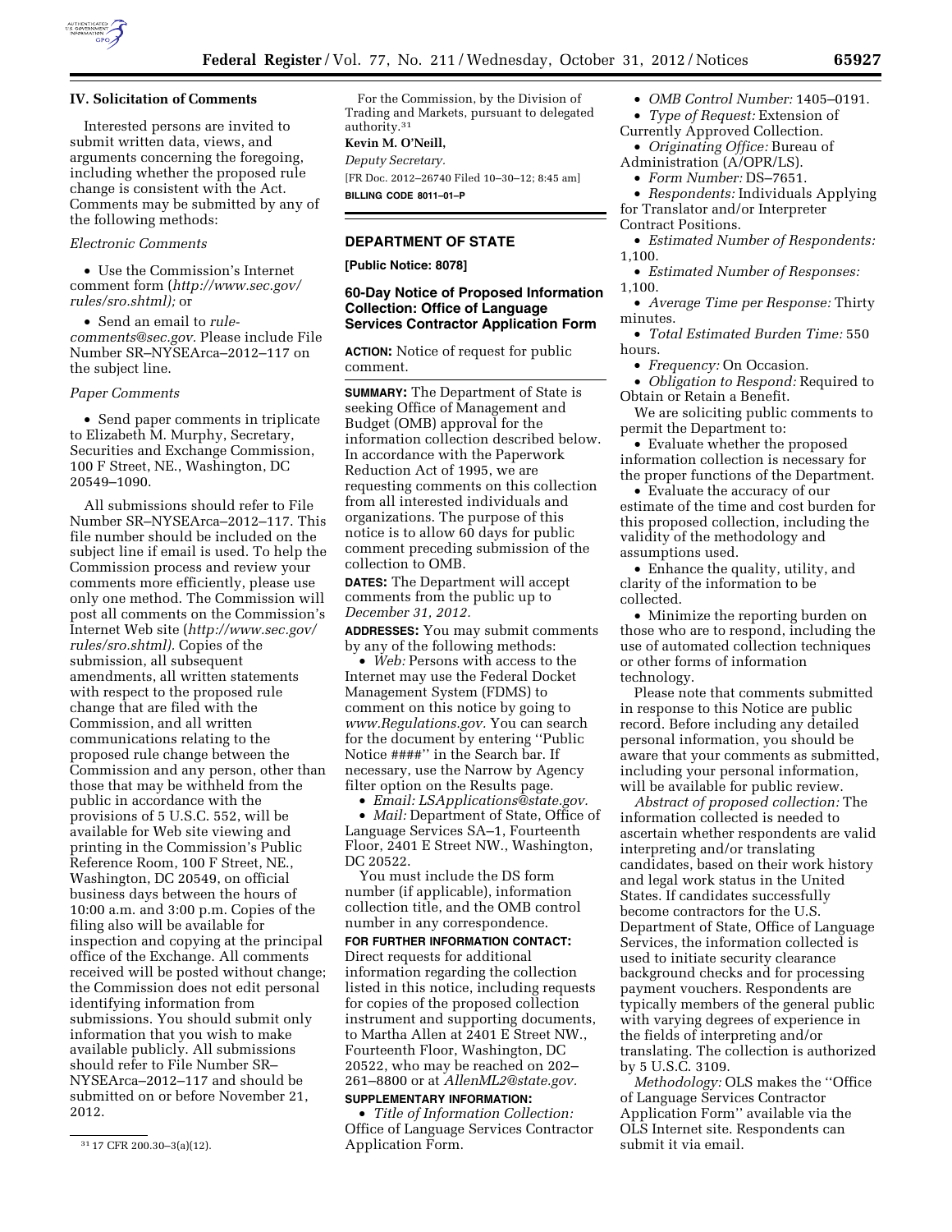## IV. Solicitation of Comments

Interested persons are invited to submit written data, views, and arguments concerning the foregoing, including whether the proposed rule change is consistent with the Act. Comments may be submitted by any of the following methods:

*Electronic Comments*

- Use the Commission's Internet comment form (*http://www.sec.gov/rules/sro.shtml);* or
- Send an email to *rule-comments@sec.gov.* Please include File Number SR–NYSEArca–2012–117 on the subject line.

*Paper Comments*

- Send paper comments in triplicate to Elizabeth M. Murphy, Secretary, Securities and Exchange Commission, 100 F Street, NE., Washington, DC 20549–1090.

All submissions should refer to File Number SR–NYSEArca–2012–117. This file number should be included on the subject line if email is used. To help the Commission process and review your comments more efficiently, please use only one method. The Commission will post all comments on the Commission's Internet Web site (*http://www.sec.gov/rules/sro.shtml).* Copies of the submission, all subsequent amendments, all written statements with respect to the proposed rule change that are filed with the Commission, and all written communications relating to the proposed rule change between the Commission and any person, other than those that may be withheld from the public in accordance with the provisions of 5 U.S.C. 552, will be available for Web site viewing and printing in the Commission's Public Reference Room, 100 F Street, NE., Washington, DC 20549, on official business days between the hours of 10:00 a.m. and 3:00 p.m. Copies of the filing also will be available for inspection and copying at the principal office of the Exchange. All comments received will be posted without change; the Commission does not edit personal identifying information from submissions. You should submit only information that you wish to make available publicly. All submissions should refer to File Number SR–NYSEArca–2012–117 and should be submitted on or before November 21, 2012.

For the Commission, by the Division of Trading and Markets, pursuant to delegated authority.[31]

**Kevin M. O'Neill,**

*Deputy Secretary.*

[FR Doc. 2012–26740 Filed 10–30–12; 8:45 am]

**BILLING CODE 8011–01–P**

[31] 17 CFR 200.30–3(a)(12).

---

## DEPARTMENT OF STATE

**[Public Notice: 8078]**

### 60-Day Notice of Proposed Information Collection: Office of Language Services Contractor Application Form

**ACTION:** Notice of request for public comment.

**SUMMARY:** The Department of State is seeking Office of Management and Budget (OMB) approval for the information collection described below. In accordance with the Paperwork Reduction Act of 1995, we are requesting comments on this collection from all interested individuals and organizations. The purpose of this notice is to allow 60 days for public comment preceding submission of the collection to OMB.

**DATES:** The Department will accept comments from the public up to *December 31, 2012.*

**ADDRESSES:** You may submit comments by any of the following methods:

- *Web:* Persons with access to the Internet may use the Federal Docket Management System (FDMS) to comment on this notice by going to *www.Regulations.gov.* You can search for the document by entering ''Public Notice ####'' in the Search bar. If necessary, use the Narrow by Agency filter option on the Results page.
- *Email: LSApplications@state.gov.*
- *Mail:* Department of State, Office of Language Services SA–1, Fourteenth Floor, 2401 E Street NW., Washington, DC 20522.

You must include the DS form number (if applicable), information collection title, and the OMB control number in any correspondence.

**FOR FURTHER INFORMATION CONTACT:** Direct requests for additional information regarding the collection listed in this notice, including requests for copies of the proposed collection instrument and supporting documents, to Martha Allen at 2401 E Street NW., Fourteenth Floor, Washington, DC 20522, who may be reached on 202–261–8800 or at *AllenML2@state.gov.*

**SUPPLEMENTARY INFORMATION:**

- *Title of Information Collection:* Office of Language Services Contractor Application Form.
- *OMB Control Number:* 1405–0191.
- *Type of Request:* Extension of Currently Approved Collection.
- *Originating Office:* Bureau of Administration (A/OPR/LS).
- *Form Number:* DS–7651.
- *Respondents:* Individuals Applying for Translator and/or Interpreter Contract Positions.
- *Estimated Number of Respondents:* 1,100.
- *Estimated Number of Responses:* 1,100.
- *Average Time per Response:* Thirty minutes.
- *Total Estimated Burden Time:* 550 hours.
- *Frequency:* On Occasion.
- *Obligation to Respond:* Required to Obtain or Retain a Benefit.

We are soliciting public comments to permit the Department to:

- Evaluate whether the proposed information collection is necessary for the proper functions of the Department.
- Evaluate the accuracy of our estimate of the time and cost burden for this proposed collection, including the validity of the methodology and assumptions used.
- Enhance the quality, utility, and clarity of the information to be collected.
- Minimize the reporting burden on those who are to respond, including the use of automated collection techniques or other forms of information technology.

Please note that comments submitted in response to this Notice are public record. Before including any detailed personal information, you should be aware that your comments as submitted, including your personal information, will be available for public review.

*Abstract of proposed collection:* The information collected is needed to ascertain whether respondents are valid interpreting and/or translating candidates, based on their work history and legal work status in the United States. If candidates successfully become contractors for the U.S. Department of State, Office of Language Services, the information collected is used to initiate security clearance background checks and for processing payment vouchers. Respondents are typically members of the general public with varying degrees of experience in the fields of interpreting and/or translating. The collection is authorized by 5 U.S.C. 3109.

*Methodology:* OLS makes the ''Office of Language Services Contractor Application Form'' available via the OLS Internet site. Respondents can submit it via email.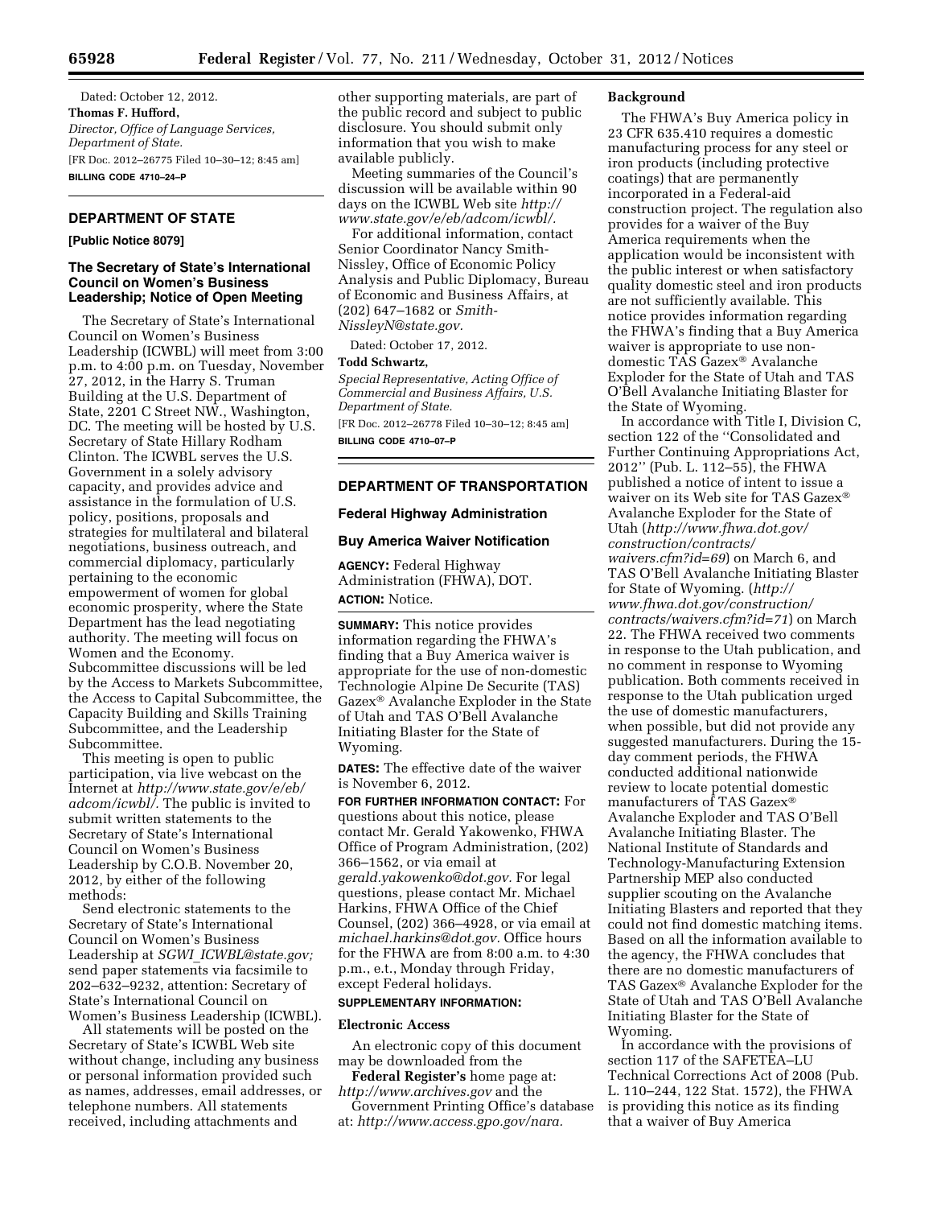Dated: October 12, 2012.

**Thomas F. Hufford,**

*Director, Office of Language Services, Department of State.*

[FR Doc. 2012–26775 Filed 10–30–12; 8:45 am]

**BILLING CODE 4710–24–P**

## DEPARTMENT OF STATE

**[Public Notice 8079]**

### The Secretary of State's International Council on Women's Business Leadership; Notice of Open Meeting

The Secretary of State's International Council on Women's Business Leadership (ICWBL) will meet from 3:00 p.m. to 4:00 p.m. on Tuesday, November 27, 2012, in the Harry S. Truman Building at the U.S. Department of State, 2201 C Street NW., Washington, DC. The meeting will be hosted by U.S. Secretary of State Hillary Rodham Clinton. The ICWBL serves the U.S. Government in a solely advisory capacity, and provides advice and assistance in the formulation of U.S. policy, positions, proposals and strategies for multilateral and bilateral negotiations, business outreach, and commercial diplomacy, particularly pertaining to the economic empowerment of women for global economic prosperity, where the State Department has the lead negotiating authority. The meeting will focus on Women and the Economy. Subcommittee discussions will be led by the Access to Markets Subcommittee, the Access to Capital Subcommittee, the Capacity Building and Skills Training Subcommittee, and the Leadership Subcommittee.

This meeting is open to public participation, via live webcast on the Internet at *http://www.state.gov/e/eb/adcom/icwbl/.* The public is invited to submit written statements to the Secretary of State's International Council on Women's Business Leadership by C.O.B. November 20, 2012, by either of the following methods:

Send electronic statements to the Secretary of State's International Council on Women's Business Leadership at *SGWI_ICWBL@state.gov;* send paper statements via facsimile to 202–632–9232, attention: Secretary of State's International Council on Women's Business Leadership (ICWBL).

All statements will be posted on the Secretary of State's ICWBL Web site without change, including any business or personal information provided such as names, addresses, email addresses, or telephone numbers. All statements received, including attachments and other supporting materials, are part of the public record and subject to public disclosure. You should submit only information that you wish to make available publicly.

Meeting summaries of the Council's discussion will be available within 90 days on the ICWBL Web site *http://www.state.gov/e/eb/adcom/icwbl/.*

For additional information, contact Senior Coordinator Nancy Smith-Nissley, Office of Economic Policy Analysis and Public Diplomacy, Bureau of Economic and Business Affairs, at (202) 647–1682 or *Smith-NissleyN@state.gov.*

Dated: October 17, 2012.

**Todd Schwartz,**

*Special Representative, Acting Office of Commercial and Business Affairs, U.S. Department of State.*

[FR Doc. 2012–26778 Filed 10–30–12; 8:45 am]

**BILLING CODE 4710–07–P**

## DEPARTMENT OF TRANSPORTATION

### Federal Highway Administration

### Buy America Waiver Notification

**AGENCY:** Federal Highway Administration (FHWA), DOT.

**ACTION:** Notice.

**SUMMARY:** This notice provides information regarding the FHWA's finding that a Buy America waiver is appropriate for the use of non-domestic Technologie Alpine De Securite (TAS) Gazex® Avalanche Exploder in the State of Utah and TAS O'Bell Avalanche Initiating Blaster for the State of Wyoming.

**DATES:** The effective date of the waiver is November 6, 2012.

**FOR FURTHER INFORMATION CONTACT:** For questions about this notice, please contact Mr. Gerald Yakowenko, FHWA Office of Program Administration, (202) 366–1562, or via email at *gerald.yakowenko@dot.gov.* For legal questions, please contact Mr. Michael Harkins, FHWA Office of the Chief Counsel, (202) 366–4928, or via email at *michael.harkins@dot.gov.* Office hours for the FHWA are from 8:00 a.m. to 4:30 p.m., e.t., Monday through Friday, except Federal holidays.

**SUPPLEMENTARY INFORMATION:**

**Electronic Access**

An electronic copy of this document may be downloaded from the **Federal Register's** home page at: *http://www.archives.gov* and the Government Printing Office's database at: *http://www.access.gpo.gov/nara.*

**Background**

The FHWA's Buy America policy in 23 CFR 635.410 requires a domestic manufacturing process for any steel or iron products (including protective coatings) that are permanently incorporated in a Federal-aid construction project. The regulation also provides for a waiver of the Buy America requirements when the application would be inconsistent with the public interest or when satisfactory quality domestic steel and iron products are not sufficiently available. This notice provides information regarding the FHWA's finding that a Buy America waiver is appropriate to use non-domestic TAS Gazex® Avalanche Exploder for the State of Utah and TAS O'Bell Avalanche Initiating Blaster for the State of Wyoming.

In accordance with Title I, Division C, section 122 of the ''Consolidated and Further Continuing Appropriations Act, 2012'' (Pub. L. 112–55), the FHWA published a notice of intent to issue a waiver on its Web site for TAS Gazex® Avalanche Exploder for the State of Utah (*http://www.fhwa.dot.gov/construction/contracts/waivers.cfm?id=69*) on March 6, and TAS O'Bell Avalanche Initiating Blaster for State of Wyoming. (*http://www.fhwa.dot.gov/construction/contracts/waivers.cfm?id=71*) on March 22. The FHWA received two comments in response to the Utah publication, and no comment in response to Wyoming publication. Both comments received in response to the Utah publication urged the use of domestic manufacturers, when possible, but did not provide any suggested manufacturers. During the 15-day comment periods, the FHWA conducted additional nationwide review to locate potential domestic manufacturers of TAS Gazex® Avalanche Exploder and TAS O'Bell Avalanche Initiating Blaster. The National Institute of Standards and Technology-Manufacturing Extension Partnership MEP also conducted supplier scouting on the Avalanche Initiating Blasters and reported that they could not find domestic matching items. Based on all the information available to the agency, the FHWA concludes that there are no domestic manufacturers of TAS Gazex® Avalanche Exploder for the State of Utah and TAS O'Bell Avalanche Initiating Blaster for the State of Wyoming.

In accordance with the provisions of section 117 of the SAFETEA–LU Technical Corrections Act of 2008 (Pub. L. 110–244, 122 Stat. 1572), the FHWA is providing this notice as its finding that a waiver of Buy America